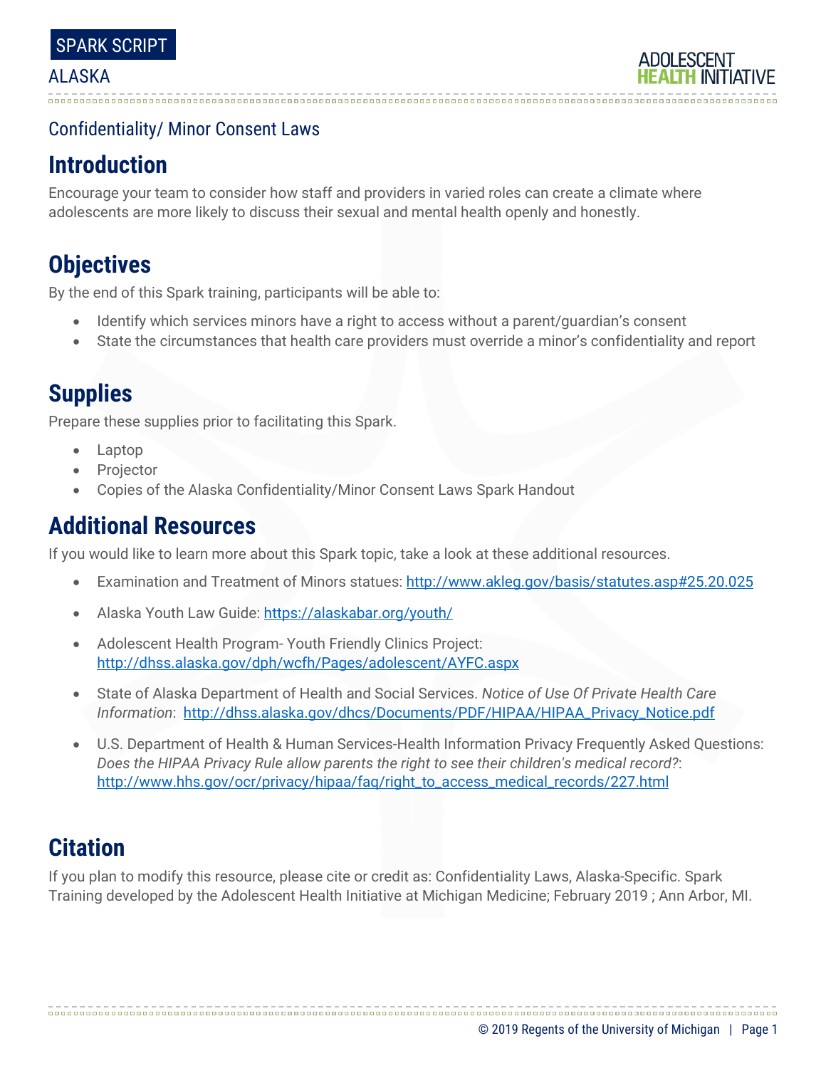SPARK SCRIPT

ALASKA

ADOLESCENT HEALTH INITIATIVE

Confidentiality/ Minor Consent Laws

# Introduction

Encourage your team to consider how staff and providers in varied roles can create a climate where adolescents are more likely to discuss their sexual and mental health openly and honestly.

# Objectives

By the end of this Spark training, participants will be able to:

- Identify which services minors have a right to access without a parent/guardian's consent
- State the circumstances that health care providers must override a minor's confidentiality and report

# Supplies

Prepare these supplies prior to facilitating this Spark.

- Laptop
- Projector
- Copies of the Alaska Confidentiality/Minor Consent Laws Spark Handout

# Additional Resources

If you would like to learn more about this Spark topic, take a look at these additional resources.

- Examination and Treatment of Minors statues: http://www.akleg.gov/basis/statutes.asp#25.20.025
- Alaska Youth Law Guide: https://alaskabar.org/youth/
- Adolescent Health Program- Youth Friendly Clinics Project: http://dhss.alaska.gov/dph/wcfh/Pages/adolescent/AYFC.aspx
- State of Alaska Department of Health and Social Services. *Notice of Use Of Private Health Care Information*: http://dhss.alaska.gov/dhcs/Documents/PDF/HIPAA/HIPAA_Privacy_Notice.pdf
- U.S. Department of Health & Human Services-Health Information Privacy Frequently Asked Questions: *Does the HIPAA Privacy Rule allow parents the right to see their children's medical record?*: http://www.hhs.gov/ocr/privacy/hipaa/faq/right_to_access_medical_records/227.html

# Citation

If you plan to modify this resource, please cite or credit as: Confidentiality Laws, Alaska-Specific. Spark Training developed by the Adolescent Health Initiative at Michigan Medicine; February 2019 ; Ann Arbor, MI.

© 2019 Regents of the University of Michigan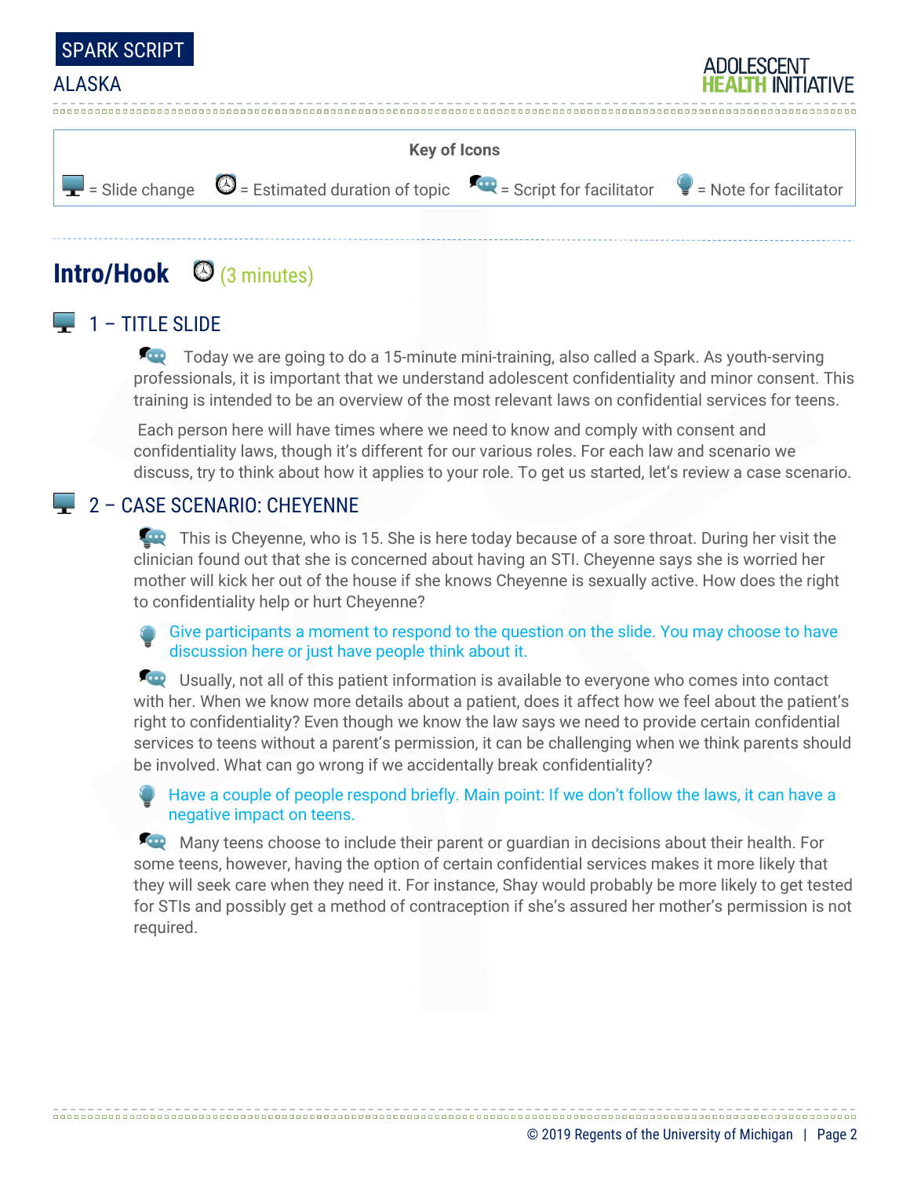**Key of Icons**

= Slide change = Estimated duration of topic = Script for facilitator = Note for facilitator

## Intro/Hook (3 minutes)

### 1 – TITLE SLIDE

Today we are going to do a 15-minute mini-training, also called a Spark. As youth-serving professionals, it is important that we understand adolescent confidentiality and minor consent. This training is intended to be an overview of the most relevant laws on confidential services for teens.

Each person here will have times where we need to know and comply with consent and confidentiality laws, though it's different for our various roles. For each law and scenario we discuss, try to think about how it applies to your role. To get us started, let's review a case scenario.

### 2 – CASE SCENARIO: CHEYENNE

This is Cheyenne, who is 15. She is here today because of a sore throat. During her visit the clinician found out that she is concerned about having an STI. Cheyenne says she is worried her mother will kick her out of the house if she knows Cheyenne is sexually active. How does the right to confidentiality help or hurt Cheyenne?

Give participants a moment to respond to the question on the slide. You may choose to have discussion here or just have people think about it.

Usually, not all of this patient information is available to everyone who comes into contact with her. When we know more details about a patient, does it affect how we feel about the patient's right to confidentiality? Even though we know the law says we need to provide certain confidential services to teens without a parent's permission, it can be challenging when we think parents should be involved. What can go wrong if we accidentally break confidentiality?

Have a couple of people respond briefly. Main point: If we don't follow the laws, it can have a negative impact on teens.

Many teens choose to include their parent or guardian in decisions about their health. For some teens, however, having the option of certain confidential services makes it more likely that they will seek care when they need it. For instance, Shay would probably be more likely to get tested for STIs and possibly get a method of contraception if she's assured her mother's permission is not required.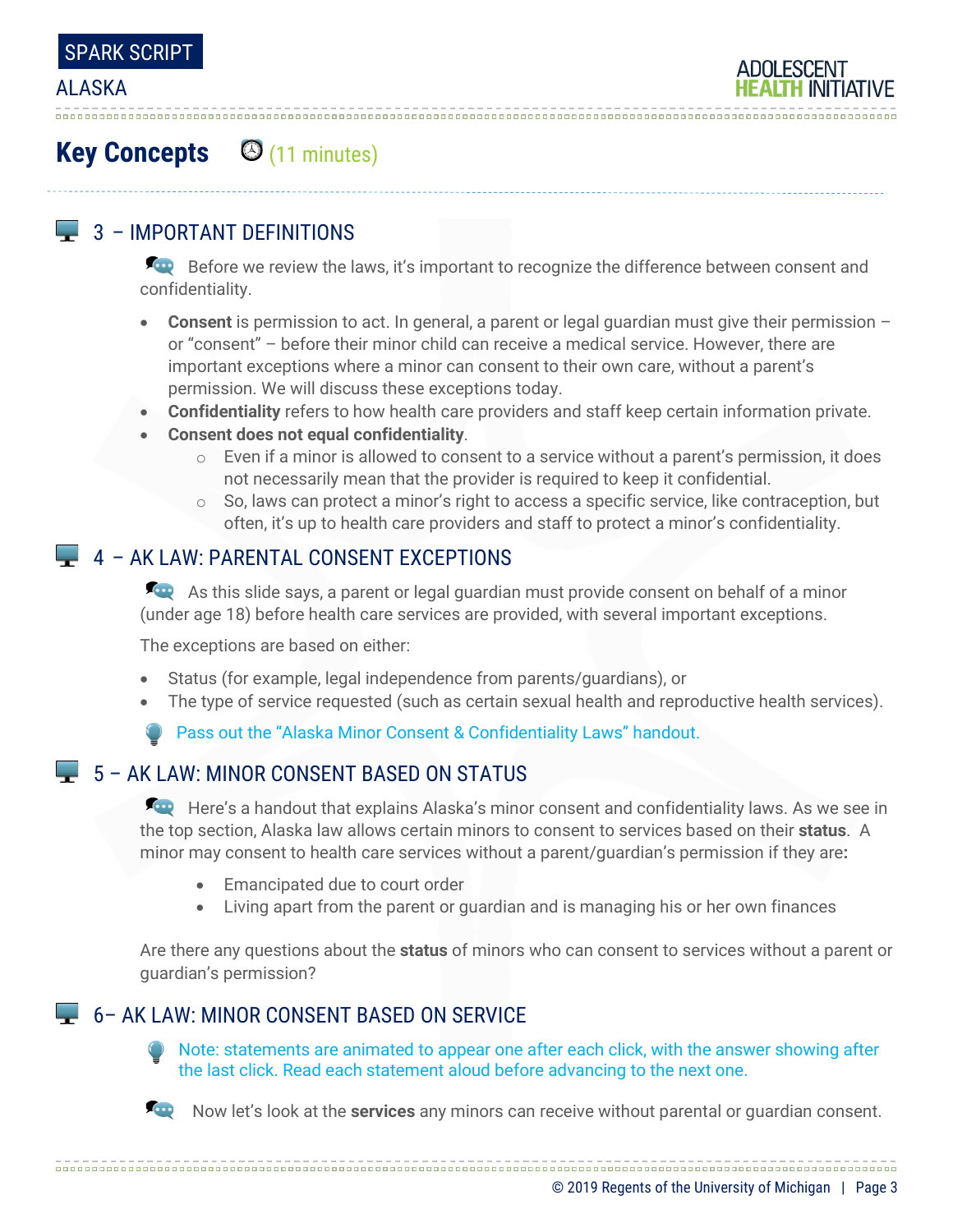## Key Concepts (11 minutes)

### 3 – IMPORTANT DEFINITIONS

Before we review the laws, it's important to recognize the difference between consent and confidentiality.

- **Consent** is permission to act. In general, a parent or legal guardian must give their permission – or "consent" – before their minor child can receive a medical service. However, there are important exceptions where a minor can consent to their own care, without a parent's permission. We will discuss these exceptions today.
- **Confidentiality** refers to how health care providers and staff keep certain information private.
- **Consent does not equal confidentiality**.
  - Even if a minor is allowed to consent to a service without a parent's permission, it does not necessarily mean that the provider is required to keep it confidential.
  - So, laws can protect a minor's right to access a specific service, like contraception, but often, it's up to health care providers and staff to protect a minor's confidentiality.

### 4 – AK LAW: PARENTAL CONSENT EXCEPTIONS

As this slide says, a parent or legal guardian must provide consent on behalf of a minor (under age 18) before health care services are provided, with several important exceptions.

The exceptions are based on either:

- Status (for example, legal independence from parents/guardians), or
- The type of service requested (such as certain sexual health and reproductive health services).

Pass out the "Alaska Minor Consent & Confidentiality Laws" handout.

### 5 – AK LAW: MINOR CONSENT BASED ON STATUS

Here's a handout that explains Alaska's minor consent and confidentiality laws. As we see in the top section, Alaska law allows certain minors to consent to services based on their **status**. A minor may consent to health care services without a parent/guardian's permission if they are**:**

- Emancipated due to court order
- Living apart from the parent or guardian and is managing his or her own finances

Are there any questions about the **status** of minors who can consent to services without a parent or guardian's permission?

### 6– AK LAW: MINOR CONSENT BASED ON SERVICE

Note: statements are animated to appear one after each click, with the answer showing after the last click. Read each statement aloud before advancing to the next one.

Now let's look at the **services** any minors can receive without parental or guardian consent.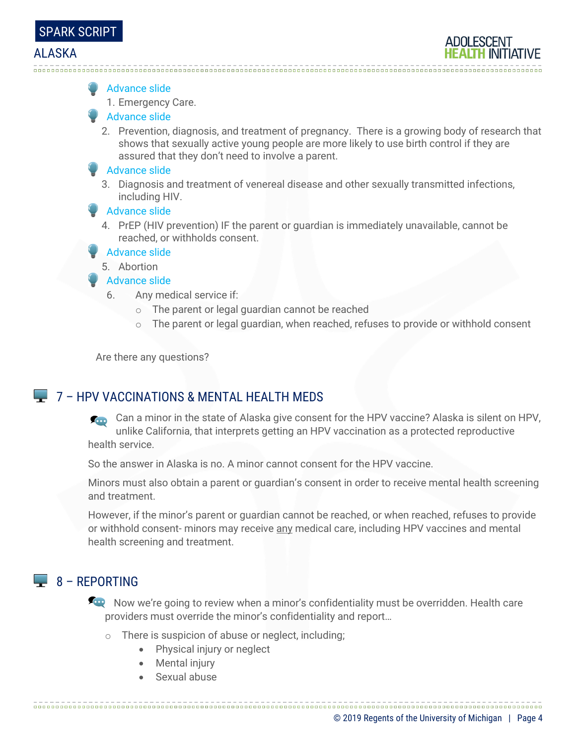Advance slide

1. Emergency Care.

Advance slide

2. Prevention, diagnosis, and treatment of pregnancy. There is a growing body of research that shows that sexually active young people are more likely to use birth control if they are assured that they don't need to involve a parent.

Advance slide

3. Diagnosis and treatment of venereal disease and other sexually transmitted infections, including HIV.

Advance slide

4. PrEP (HIV prevention) IF the parent or guardian is immediately unavailable, cannot be reached, or withholds consent.

Advance slide

5. Abortion

Advance slide

6. Any medical service if:
   - The parent or legal guardian cannot be reached
   - The parent or legal guardian, when reached, refuses to provide or withhold consent

Are there any questions?

## 7 – HPV VACCINATIONS & MENTAL HEALTH MEDS

Can a minor in the state of Alaska give consent for the HPV vaccine? Alaska is silent on HPV, unlike California, that interprets getting an HPV vaccination as a protected reproductive health service.

So the answer in Alaska is no. A minor cannot consent for the HPV vaccine.

Minors must also obtain a parent or guardian's consent in order to receive mental health screening and treatment.

However, if the minor's parent or guardian cannot be reached, or when reached, refuses to provide or withhold consent- minors may receive <u>any</u> medical care, including HPV vaccines and mental health screening and treatment.

## 8 – REPORTING

Now we're going to review when a minor's confidentiality must be overridden. Health care providers must override the minor's confidentiality and report…

- There is suspicion of abuse or neglect, including;
  - Physical injury or neglect
  - Mental injury
  - Sexual abuse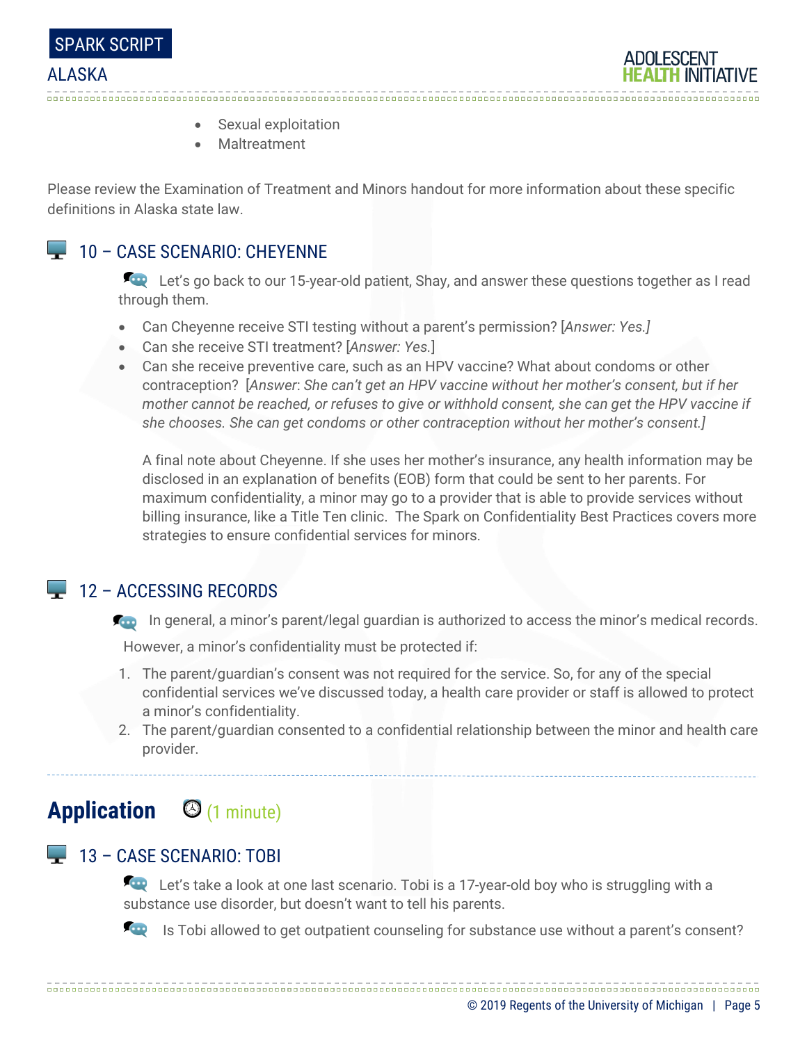- Sexual exploitation
- Maltreatment

Please review the Examination of Treatment and Minors handout for more information about these specific definitions in Alaska state law.

### 10 – CASE SCENARIO: CHEYENNE

Let's go back to our 15-year-old patient, Shay, and answer these questions together as I read through them.

- Can Cheyenne receive STI testing without a parent's permission? [*Answer: Yes.*]
- Can she receive STI treatment? [*Answer: Yes.*]
- Can she receive preventive care, such as an HPV vaccine? What about condoms or other contraception? [*Answer: She can't get an HPV vaccine without her mother's consent, but if her mother cannot be reached, or refuses to give or withhold consent, she can get the HPV vaccine if she chooses. She can get condoms or other contraception without her mother's consent.*]

  A final note about Cheyenne. If she uses her mother's insurance, any health information may be disclosed in an explanation of benefits (EOB) form that could be sent to her parents. For maximum confidentiality, a minor may go to a provider that is able to provide services without billing insurance, like a Title Ten clinic. The Spark on Confidentiality Best Practices covers more strategies to ensure confidential services for minors.

### 12 – ACCESSING RECORDS

In general, a minor's parent/legal guardian is authorized to access the minor's medical records.

However, a minor's confidentiality must be protected if:

1. The parent/guardian's consent was not required for the service. So, for any of the special confidential services we've discussed today, a health care provider or staff is allowed to protect a minor's confidentiality.
2. The parent/guardian consented to a confidential relationship between the minor and health care provider.

## Application (1 minute)

### 13 – CASE SCENARIO: TOBI

Let's take a look at one last scenario. Tobi is a 17-year-old boy who is struggling with a substance use disorder, but doesn't want to tell his parents.

Is Tobi allowed to get outpatient counseling for substance use without a parent's consent?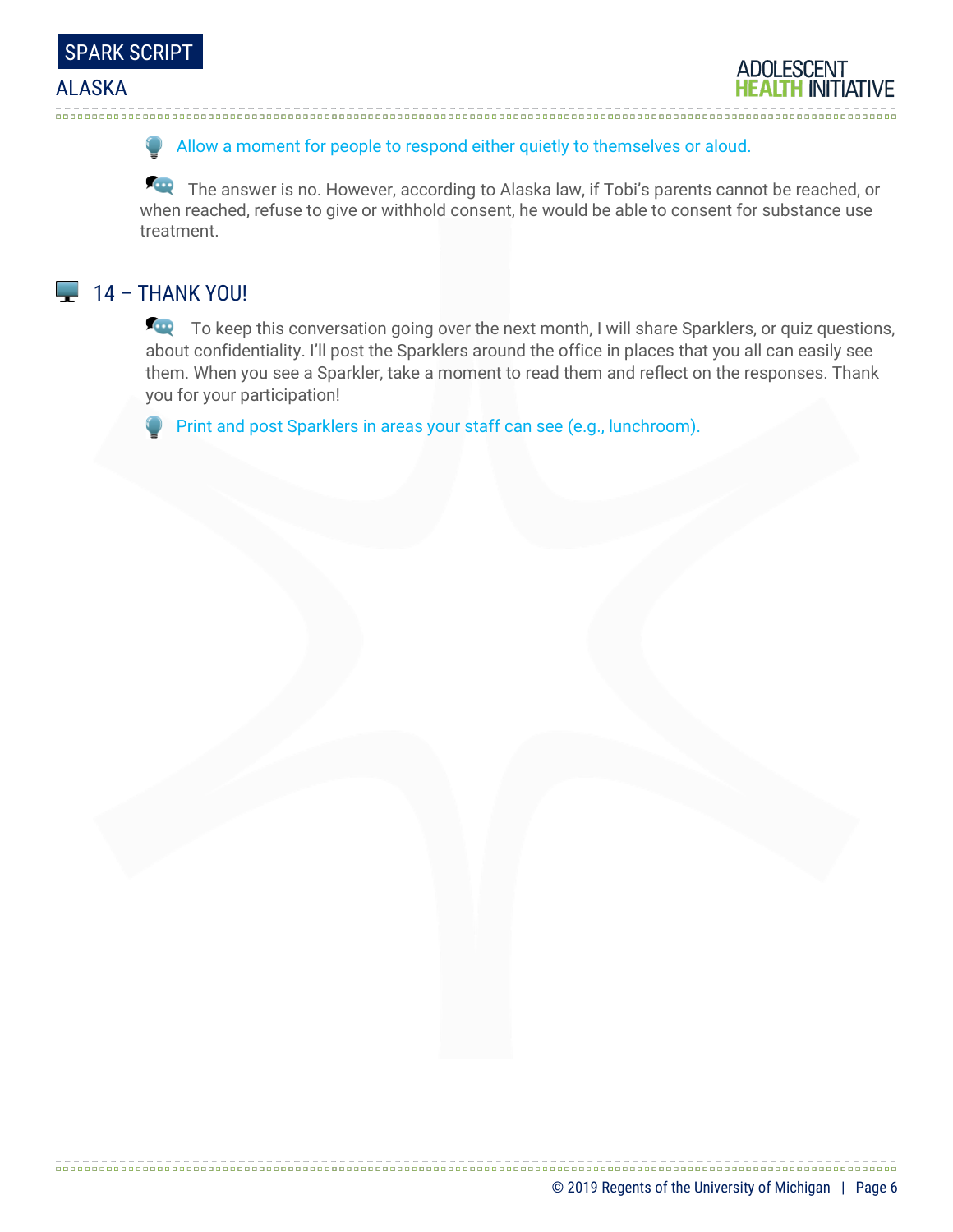Allow a moment for people to respond either quietly to themselves or aloud.

The answer is no. However, according to Alaska law, if Tobi's parents cannot be reached, or when reached, refuse to give or withhold consent, he would be able to consent for substance use treatment.

## 14 – THANK YOU!

To keep this conversation going over the next month, I will share Sparklers, or quiz questions, about confidentiality. I'll post the Sparklers around the office in places that you all can easily see them. When you see a Sparkler, take a moment to read them and reflect on the responses. Thank you for your participation!

Print and post Sparklers in areas your staff can see (e.g., lunchroom).

© 2019 Regents of the University of Michigan